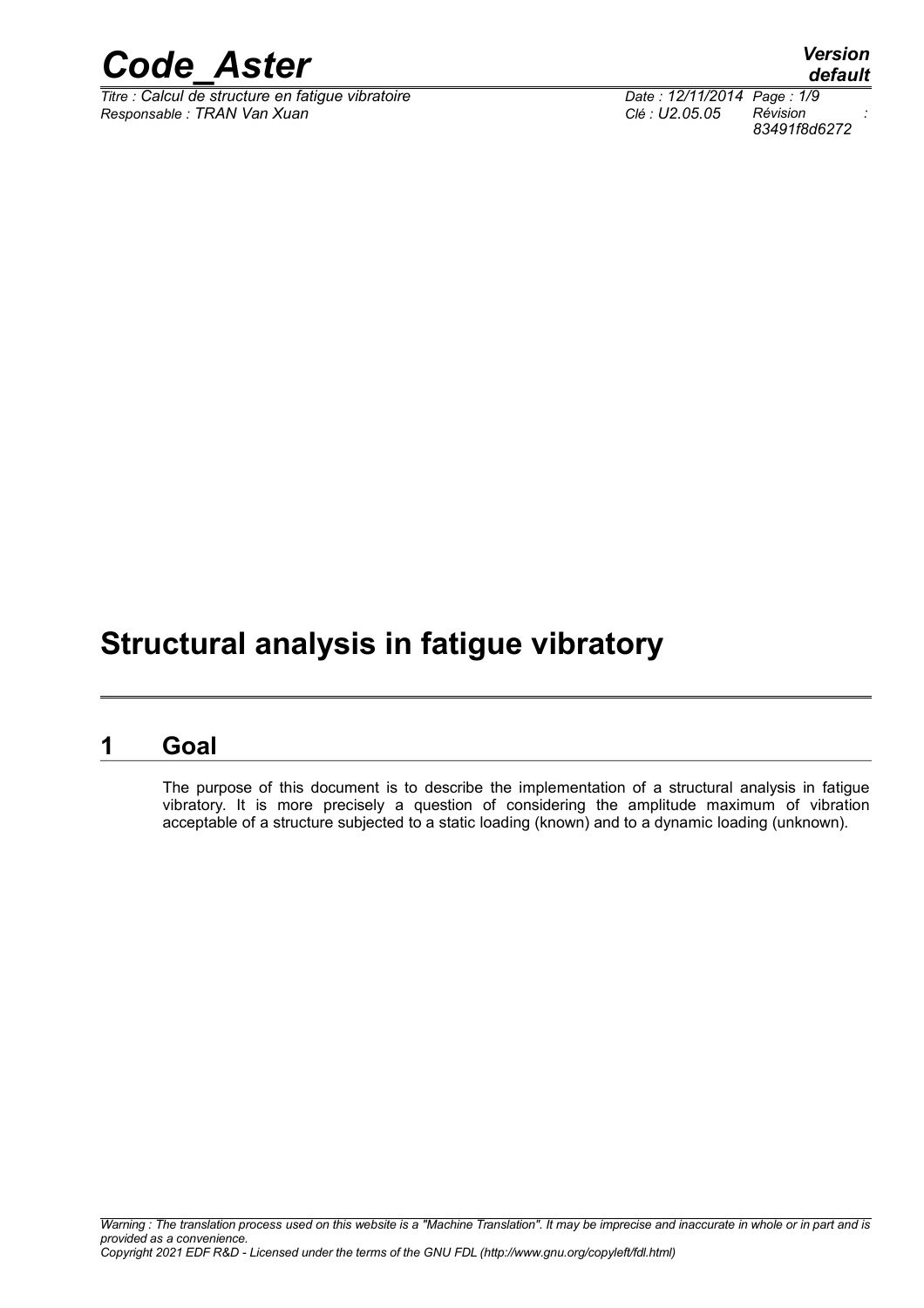# Structural analysis in fatigue vibratory

## 1 Goal

The purpose of this document is to describe the implementation of a structural analysis in fatigue vibratory. It is more precisely a question of considering the amplitude maximum of vibration acceptable of a structure subjected to a static loading (known) and to a dynamic loading (unknown).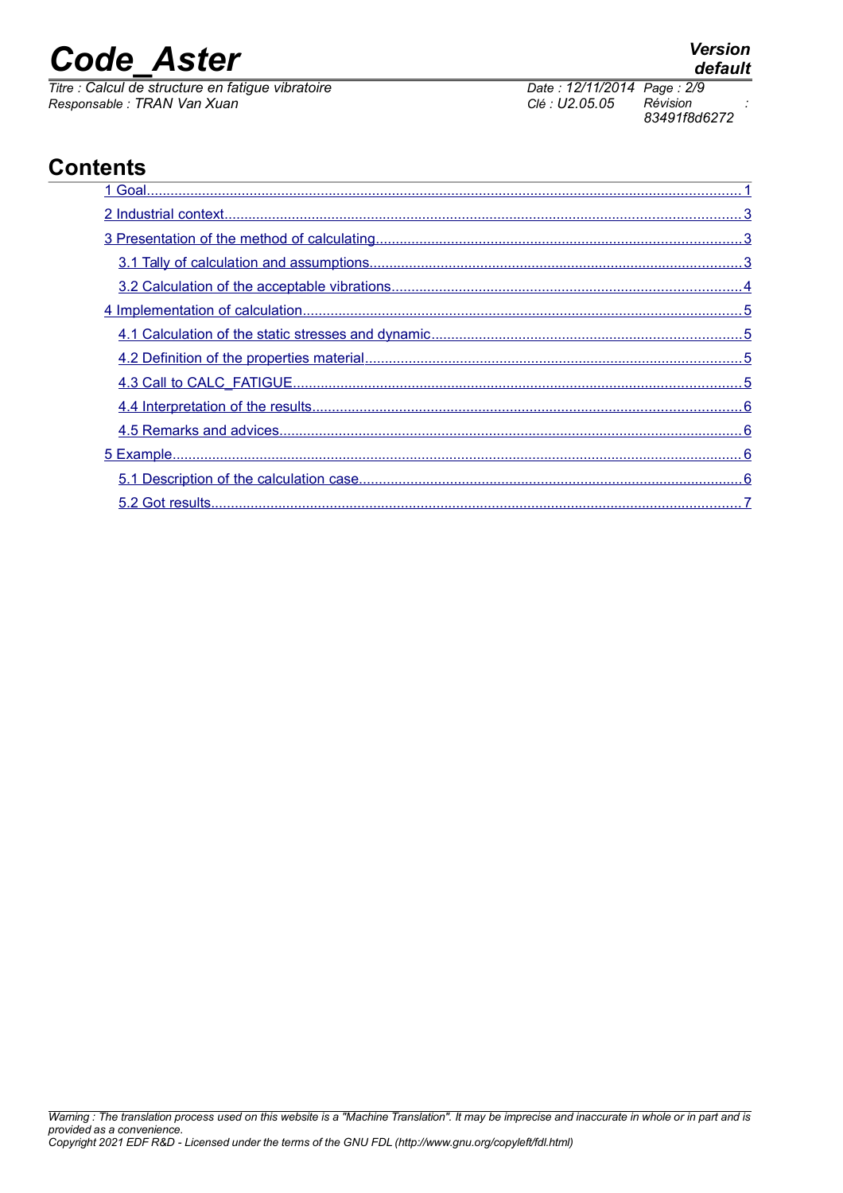## Contents

1 Goal........................................................................................................................................1

2 Industrial context.........................................................................................................................3

3 Presentation of the method of calculating..................................................................................3

3.1 Tally of calculation and assumptions.....................................................................................3

3.2 Calculation of the acceptable vibrations................................................................................4

4 Implementation of calculation.....................................................................................................5

4.1 Calculation of the static stresses and dynamic.....................................................................5

4.2 Definition of the properties material......................................................................................5

4.3 Call to CALC_FATIGUE........................................................................................................5

4.4 Interpretation of the results...................................................................................................6

4.5 Remarks and advices............................................................................................................6

5 Example......................................................................................................................................6

5.1 Description of the calculation case........................................................................................6

5.2 Got results.............................................................................................................................7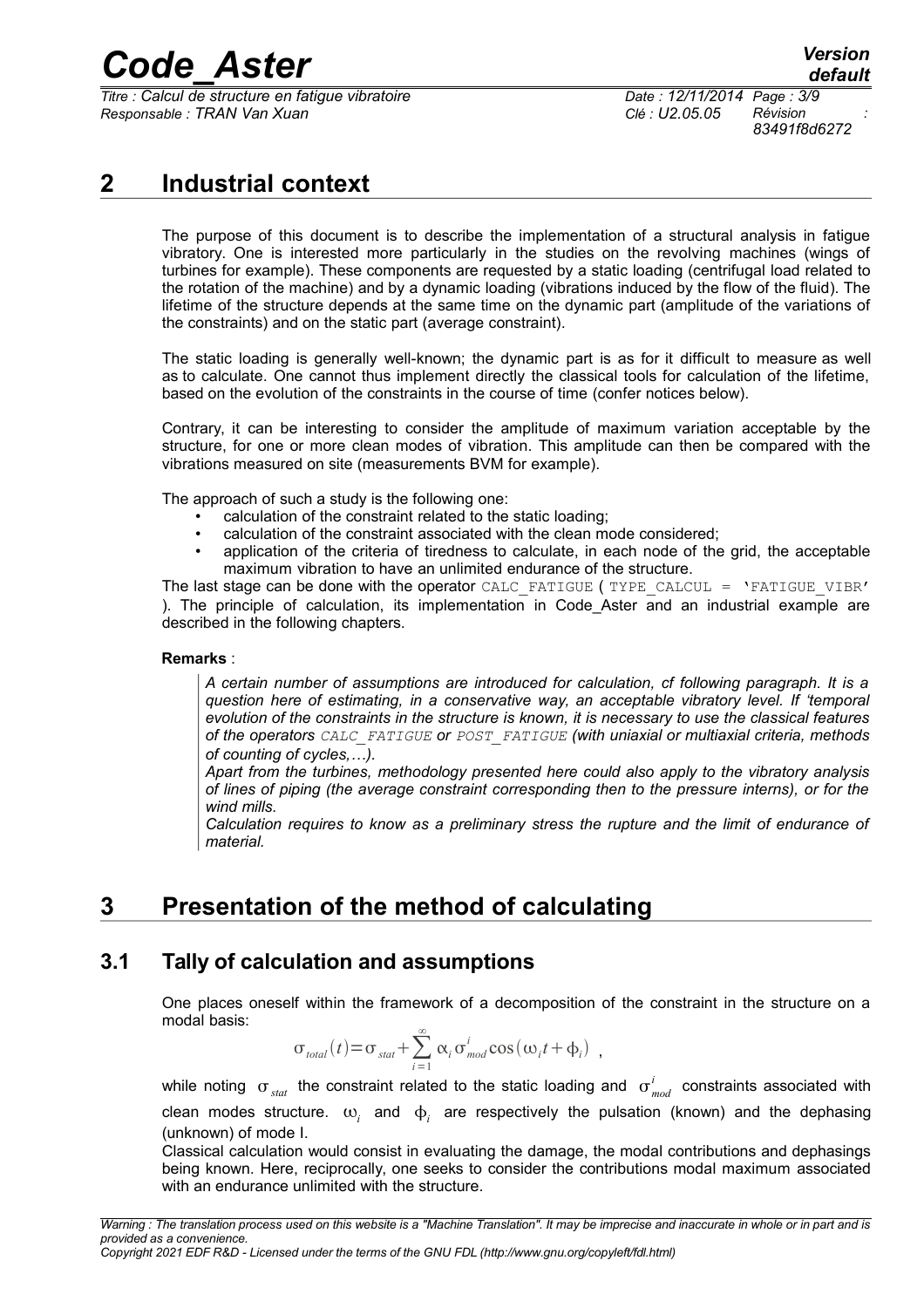## 2 Industrial context

The purpose of this document is to describe the implementation of a structural analysis in fatigue vibratory. One is interested more particularly in the studies on the revolving machines (wings of turbines for example). These components are requested by a static loading (centrifugal load related to the rotation of the machine) and by a dynamic loading (vibrations induced by the flow of the fluid). The lifetime of the structure depends at the same time on the dynamic part (amplitude of the variations of the constraints) and on the static part (average constraint).

The static loading is generally well-known; the dynamic part is as for it difficult to measure as well as to calculate. One cannot thus implement directly the classical tools for calculation of the lifetime, based on the evolution of the constraints in the course of time (confer notices below).

Contrary, it can be interesting to consider the amplitude of maximum variation acceptable by the structure, for one or more clean modes of vibration. This amplitude can then be compared with the vibrations measured on site (measurements BVM for example).

The approach of such a study is the following one:

- calculation of the constraint related to the static loading;
- calculation of the constraint associated with the clean mode considered;
- application of the criteria of tiredness to calculate, in each node of the grid, the acceptable maximum vibration to have an unlimited endurance of the structure.

The last stage can be done with the operator CALC_FATIGUE ( TYPE_CALCUL = 'FATIGUE_VIBR' ). The principle of calculation, its implementation in Code_Aster and an industrial example are described in the following chapters.

**Remarks** :

*A certain number of assumptions are introduced for calculation, cf following paragraph. It is a question here of estimating, in a conservative way, an acceptable vibratory level. If 'temporal evolution of the constraints in the structure is known, it is necessary to use the classical features of the operators CALC_FATIGUE or POST_FATIGUE (with uniaxial or multiaxial criteria, methods of counting of cycles,…).*

*Apart from the turbines, methodology presented here could also apply to the vibratory analysis of lines of piping (the average constraint corresponding then to the pressure interns), or for the wind mills.*

*Calculation requires to know as a preliminary stress the rupture and the limit of endurance of material.*

## 3 Presentation of the method of calculating

### 3.1 Tally of calculation and assumptions

One places oneself within the framework of a decomposition of the constraint in the structure on a modal basis:

$$\sigma_{total}(t)=\sigma_{stat}+\sum_{i=1}^{\infty}\alpha_i\sigma_{mod}^{i}\cos(\omega_i t+\phi_i) \; ,$$

while noting $\sigma_{stat}$ the constraint related to the static loading and $\sigma_{mod}^{i}$ constraints associated with clean modes structure. $\omega_i$ and $\phi_i$ are respectively the pulsation (known) and the dephasing (unknown) of mode I.

Classical calculation would consist in evaluating the damage, the modal contributions and dephasings being known. Here, reciprocally, one seeks to consider the contributions modal maximum associated with an endurance unlimited with the structure.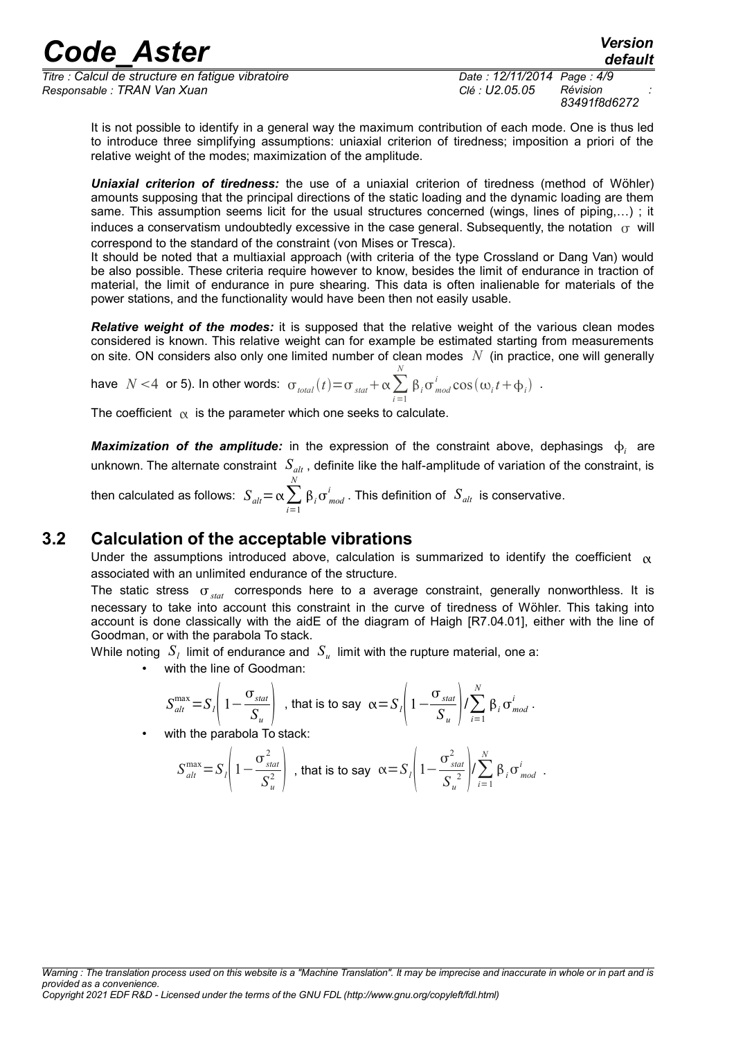It is not possible to identify in a general way the maximum contribution of each mode. One is thus led to introduce three simplifying assumptions: uniaxial criterion of tiredness; imposition a priori of the relative weight of the modes; maximization of the amplitude.

***Uniaxial criterion of tiredness:*** the use of a uniaxial criterion of tiredness (method of Wöhler) amounts supposing that the principal directions of the static loading and the dynamic loading are them same. This assumption seems licit for the usual structures concerned (wings, lines of piping,…) ; it induces a conservatism undoubtedly excessive in the case general. Subsequently, the notation $\sigma$ will correspond to the standard of the constraint (von Mises or Tresca).

It should be noted that a multiaxial approach (with criteria of the type Crossland or Dang Van) would be also possible. These criteria require however to know, besides the limit of endurance in traction of material, the limit of endurance in pure shearing. This data is often inalienable for materials of the power stations, and the functionality would have been then not easily usable.

***Relative weight of the modes:*** it is supposed that the relative weight of the various clean modes considered is known. This relative weight can for example be estimated starting from measurements on site. ON considers also only one limited number of clean modes $N$ (in practice, one will generally have $N<4$ or 5). In other words: $\sigma_{total}(t)=\sigma_{stat}+\alpha\sum_{i=1}^{N}\beta_i\sigma_{mod}^{i}\cos(\omega_i t+\phi_i)$ .

The coefficient $\alpha$ is the parameter which one seeks to calculate.

***Maximization of the amplitude:*** in the expression of the constraint above, dephasings $\phi_i$ are unknown. The alternate constraint $S_{alt}$ , definite like the half-amplitude of variation of the constraint, is then calculated as follows: $S_{alt}=\alpha\sum_{i=1}^{N}\beta_i\sigma_{mod}^{i}$ . This definition of $S_{alt}$ is conservative.

## 3.2 Calculation of the acceptable vibrations

Under the assumptions introduced above, calculation is summarized to identify the coefficient $\alpha$ associated with an unlimited endurance of the structure.

The static stress $\sigma_{stat}$ corresponds here to a average constraint, generally nonworthless. It is necessary to take into account this constraint in the curve of tiredness of Wöhler. This taking into account is done classically with the aidE of the diagram of Haigh [R7.04.01], either with the line of Goodman, or with the parabola To stack.

While noting $S_l$ limit of endurance and $S_u$ limit with the rupture material, one a:

- with the line of Goodman:

$$S_{alt}^{\max}=S_l\left(1-\frac{\sigma_{stat}}{S_u}\right) \text{ , that is to say } \alpha=S_l\left(1-\frac{\sigma_{stat}}{S_u}\right)/\sum_{i=1}^{N}\beta_i\sigma_{mod}^{i} .$$

- with the parabola To stack:

$$S_{alt}^{\max}=S_l\left(1-\frac{\sigma_{stat}^2}{S_u^2}\right) \text{ , that is to say } \alpha=S_l\left(1-\frac{\sigma_{stat}^2}{S_u^2}\right)/\sum_{i=1}^{N}\beta_i\sigma_{mod}^{i} .$$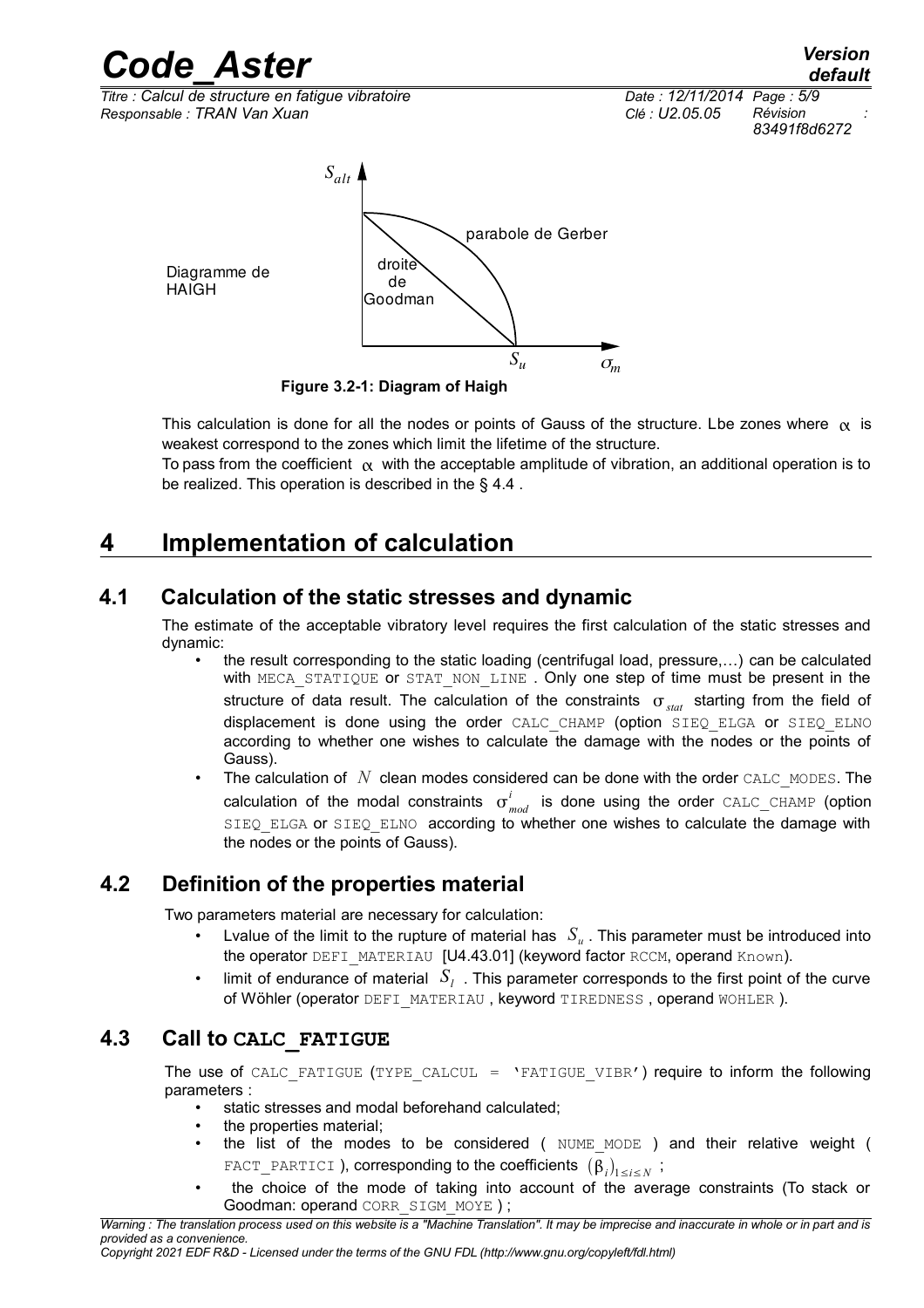Diagramme de HAIGH

**Figure 3.2-1: Diagram of Haigh**

This calculation is done for all the nodes or points of Gauss of the structure. Lbe zones where $\alpha$ is weakest correspond to the zones which limit the lifetime of the structure.

To pass from the coefficient $\alpha$ with the acceptable amplitude of vibration, an additional operation is to be realized. This operation is described in the § 4.4 .

# 4 Implementation of calculation

## 4.1 Calculation of the static stresses and dynamic

The estimate of the acceptable vibratory level requires the first calculation of the static stresses and dynamic:

- the result corresponding to the static loading (centrifugal load, pressure,…) can be calculated with MECA_STATIQUE or STAT_NON_LINE . Only one step of time must be present in the structure of data result. The calculation of the constraints $\sigma_{stat}$ starting from the field of displacement is done using the order CALC_CHAMP (option SIEQ_ELGA or SIEQ_ELNO according to whether one wishes to calculate the damage with the nodes or the points of Gauss).
- The calculation of $N$ clean modes considered can be done with the order CALC_MODES. The calculation of the modal constraints $\sigma^{i}_{mod}$ is done using the order CALC_CHAMP (option SIEQ_ELGA or SIEQ_ELNO according to whether one wishes to calculate the damage with the nodes or the points of Gauss).

## 4.2 Definition of the properties material

Two parameters material are necessary for calculation:

- Lvalue of the limit to the rupture of material has $S_u$ . This parameter must be introduced into the operator DEFI_MATERIAU [U4.43.01] (keyword factor RCCM, operand Known).
- limit of endurance of material $S_l$ . This parameter corresponds to the first point of the curve of Wöhler (operator DEFI_MATERIAU , keyword TIREDNESS , operand WOHLER ).

## 4.3 Call to **CALC_FATIGUE**

The use of CALC_FATIGUE (TYPE_CALCUL = 'FATIGUE_VIBR') require to inform the following parameters :

- static stresses and modal beforehand calculated;
- the properties material;
- the list of the modes to be considered ( NUME_MODE ) and their relative weight ( FACT_PARTICI ), corresponding to the coefficients $(\beta_i)_{1\leq i\leq N}$ ;
- the choice of the mode of taking into account of the average constraints (To stack or Goodman: operand CORR_SIGM_MOYE ) ;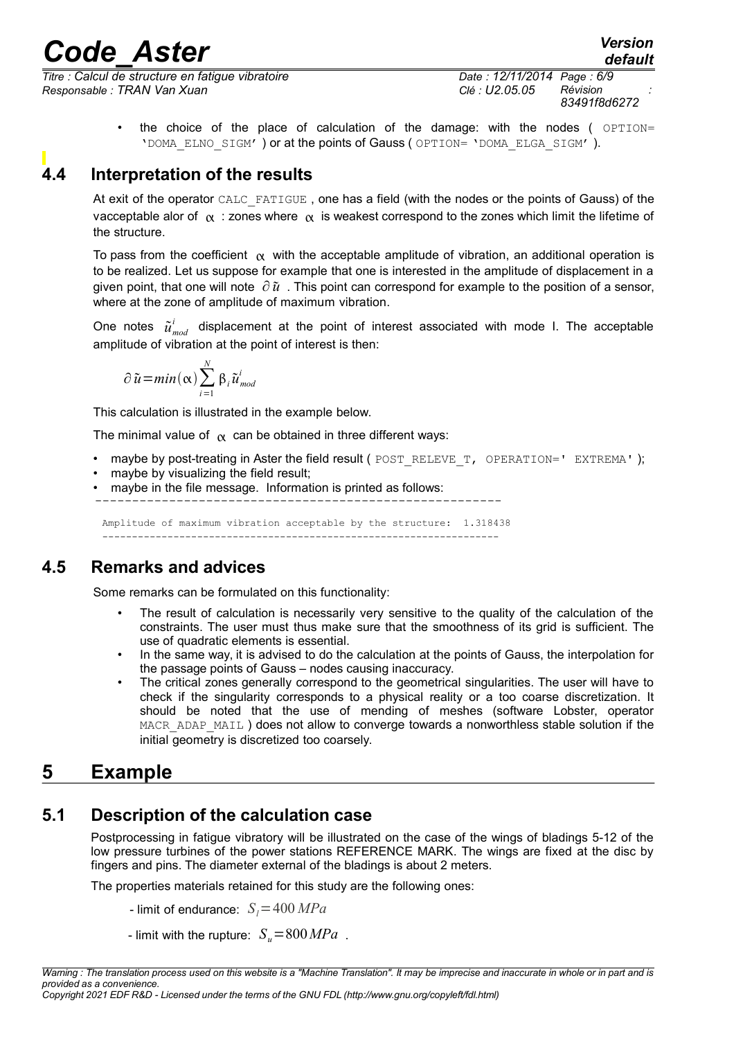- the choice of the place of calculation of the damage: with the nodes ( `OPTION= 'DOMA_ELNO_SIGM'` ) or at the points of Gauss ( `OPTION= 'DOMA_ELGA_SIGM'` ).

## 4.4 Interpretation of the results

At exit of the operator `CALC_FATIGUE` , one has a field (with the nodes or the points of Gauss) of the vacceptable alor of $\alpha$ : zones where $\alpha$ is weakest correspond to the zones which limit the lifetime of the structure.

To pass from the coefficient $\alpha$ with the acceptable amplitude of vibration, an additional operation is to be realized. Let us suppose for example that one is interested in the amplitude of displacement in a given point, that one will note $\partial \tilde{u}$ . This point can correspond for example to the position of a sensor, where at the zone of amplitude of maximum vibration.

One notes $\tilde{u}^i_{mod}$ displacement at the point of interest associated with mode I. The acceptable amplitude of vibration at the point of interest is then:

$$\partial \tilde{u} = min(\alpha) \sum_{i=1}^{N} \beta_i \tilde{u}^i_{mod}$$

This calculation is illustrated in the example below.

The minimal value of $\alpha$ can be obtained in three different ways:

- maybe by post-treating in Aster the field result ( `POST_RELEVE_T, OPERATION=' EXTREMA'` );
- maybe by visualizing the field result;
- maybe in the file message. Information is printed as follows:

```
-------------------------------------------------------

 Amplitude of maximum vibration acceptable by the structure:  1.318438
 ----------------------------------------------------------------
```

## 4.5 Remarks and advices

Some remarks can be formulated on this functionality:

- The result of calculation is necessarily very sensitive to the quality of the calculation of the constraints. The user must thus make sure that the smoothness of its grid is sufficient. The use of quadratic elements is essential.
- In the same way, it is advised to do the calculation at the points of Gauss, the interpolation for the passage points of Gauss – nodes causing inaccuracy.
- The critical zones generally correspond to the geometrical singularities. The user will have to check if the singularity corresponds to a physical reality or a too coarse discretization. It should be noted that the use of mending of meshes (software Lobster, operator `MACR_ADAP_MAIL` ) does not allow to converge towards a nonworthless stable solution if the initial geometry is discretized too coarsely.

# 5 Example

## 5.1 Description of the calculation case

Postprocessing in fatigue vibratory will be illustrated on the case of the wings of bladings 5-12 of the low pressure turbines of the power stations REFERENCE MARK. The wings are fixed at the disc by fingers and pins. The diameter external of the bladings is about 2 meters.

The properties materials retained for this study are the following ones:

- limit of endurance: $S_l = 400\,MPa$

- limit with the rupture: $S_u = 800\,MPa$ .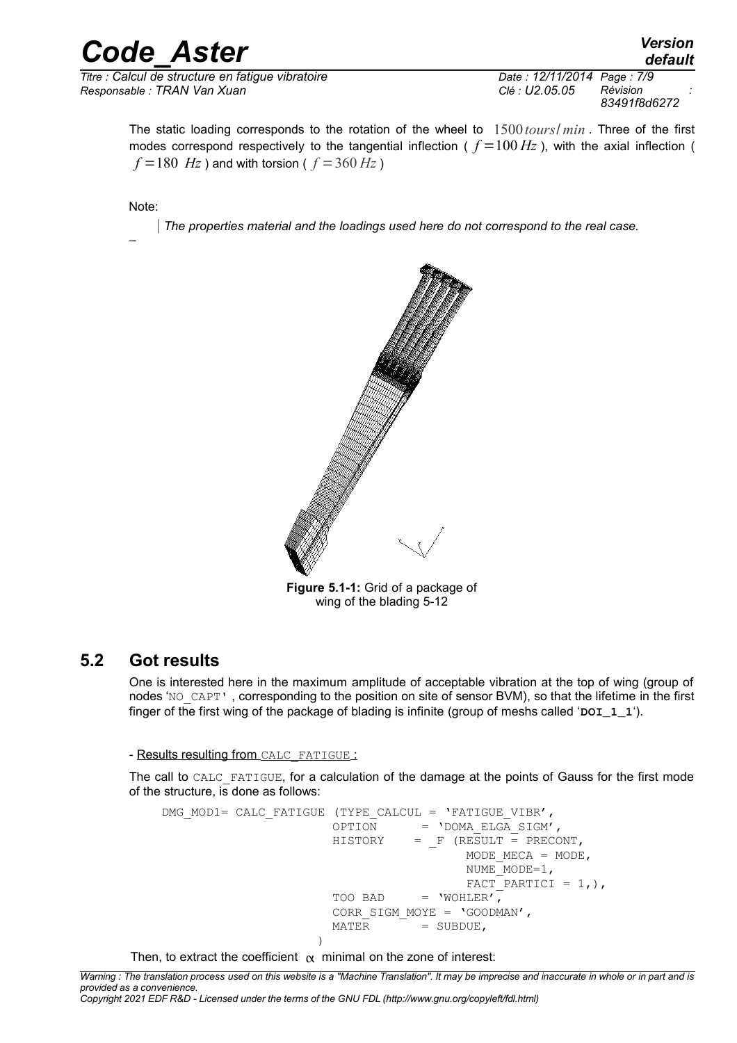The static loading corresponds to the rotation of the wheel to $1500\, tours/min$ . Three of the first modes correspond respectively to the tangential inflection ( $f=100\, Hz$ ), with the axial inflection ( $f=180\ Hz$ ) and with torsion ( $f=360\, Hz$ )

Note:

> *The properties material and the loadings used here do not correspond to the real case.*

**Figure 5.1-1:** Grid of a package of wing of the blading 5-12

## 5.2 Got results

One is interested here in the maximum amplitude of acceptable vibration at the top of wing (group of nodes 'NO_CAPT' , corresponding to the position on site of sensor BVM), so that the lifetime in the first finger of the first wing of the package of blading is infinite (group of meshs called '**DOI_1_1**').

- Results resulting from CALC_FATIGUE :

The call to CALC_FATIGUE, for a calculation of the damage at the points of Gauss for the first mode of the structure, is done as follows:

```
DMG_MOD1= CALC_FATIGUE (TYPE_CALCUL = 'FATIGUE_VIBR',
                        OPTION      = 'DOMA_ELGA_SIGM',
                        HISTORY     = _F (RESULT = PRECONT,
                                         MODE_MECA = MODE,
                                         NUME_MODE=1,
                                         FACT_PARTICI = 1,),
                        TOO BAD     = 'WOHLER',
                        CORR_SIGM_MOYE = 'GOODMAN',
                        MATER       = SUBDUE,
                       )
```

Then, to extract the coefficient $\alpha$ minimal on the zone of interest: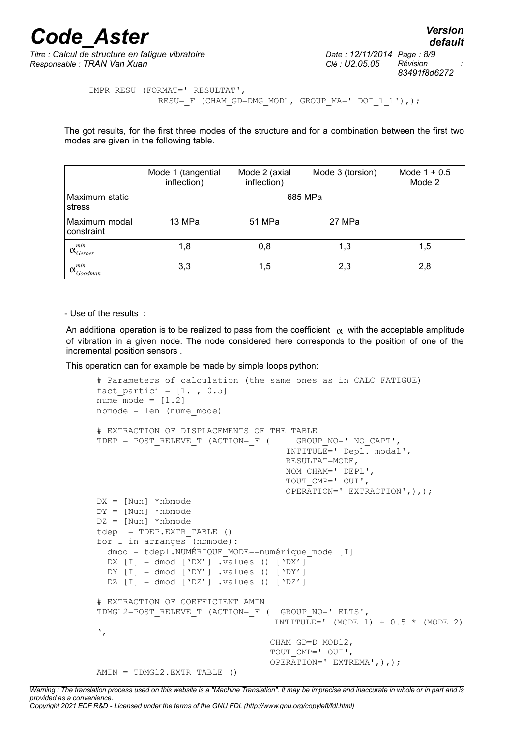```
IMPR_RESU (FORMAT=' RESULTAT',
           RESU=_F (CHAM_GD=DMG_MOD1, GROUP_MA=' DOI_1_1'),);
```

The got results, for the first three modes of the structure and for a combination between the first two modes are given in the following table.

| | Mode 1 (tangential inflection) | Mode 2 (axial inflection) | Mode 3 (torsion) | Mode 1 + 0.5 Mode 2 |
|---|---|---|---|---|
| Maximum static stress | 685 MPa | | | |
| Maximum modal constraint | 13 MPa | 51 MPa | 27 MPa | |
| $\alpha_{Gerber}^{min}$ | 1,8 | 0,8 | 1,3 | 1,5 |
| $\alpha_{Goodman}^{min}$ | 3,3 | 1,5 | 2,3 | 2,8 |

- Use of the results :

An additional operation is to be realized to pass from the coefficient $\alpha$ with the acceptable amplitude of vibration in a given node. The node considered here corresponds to the position of one of the incremental position sensors .

This operation can for example be made by simple loops python:

```
# Parameters of calculation (the same ones as in CALC_FATIGUE)
fact_partici = [1. , 0.5]
nume_mode = [1.2]
nbmode = len (nume_mode)

# EXTRACTION OF DISPLACEMENTS OF THE TABLE
TDEP = POST_RELEVE_T (ACTION=_F (     GROUP_NO=' NO_CAPT',
                                    INTITULE=' Depl. modal',
                                    RESULTAT=MODE,
                                    NOM_CHAM=' DEPL',
                                    TOUT_CMP=' OUI',
                                    OPERATION=' EXTRACTION',),);
DX = [Nun] *nbmode
DY = [Nun] *nbmode
DZ = [Nun] *nbmode
tdepl = TDEP.EXTR_TABLE ()
for I in arranges (nbmode):
  dmod = tdepl.NUMÉRIQUE_MODE==numérique_mode [I]
  DX [I] = dmod ['DX'] .values () ['DX']
  DY [I] = dmod ['DY'] .values () ['DY']
  DZ [I] = dmod ['DZ'] .values () ['DZ']

# EXTRACTION OF COEFFICIENT AMIN
TDMG12=POST_RELEVE_T (ACTION=_F (  GROUP_NO=' ELTS',
                                   INTITULE=' (MODE 1) + 0.5 * (MODE 2)
',
                                  CHAM_GD=D_MOD12,
                                  TOUT_CMP=' OUI',
                                  OPERATION=' EXTREMA',),);
AMIN = TDMG12.EXTR_TABLE ()
```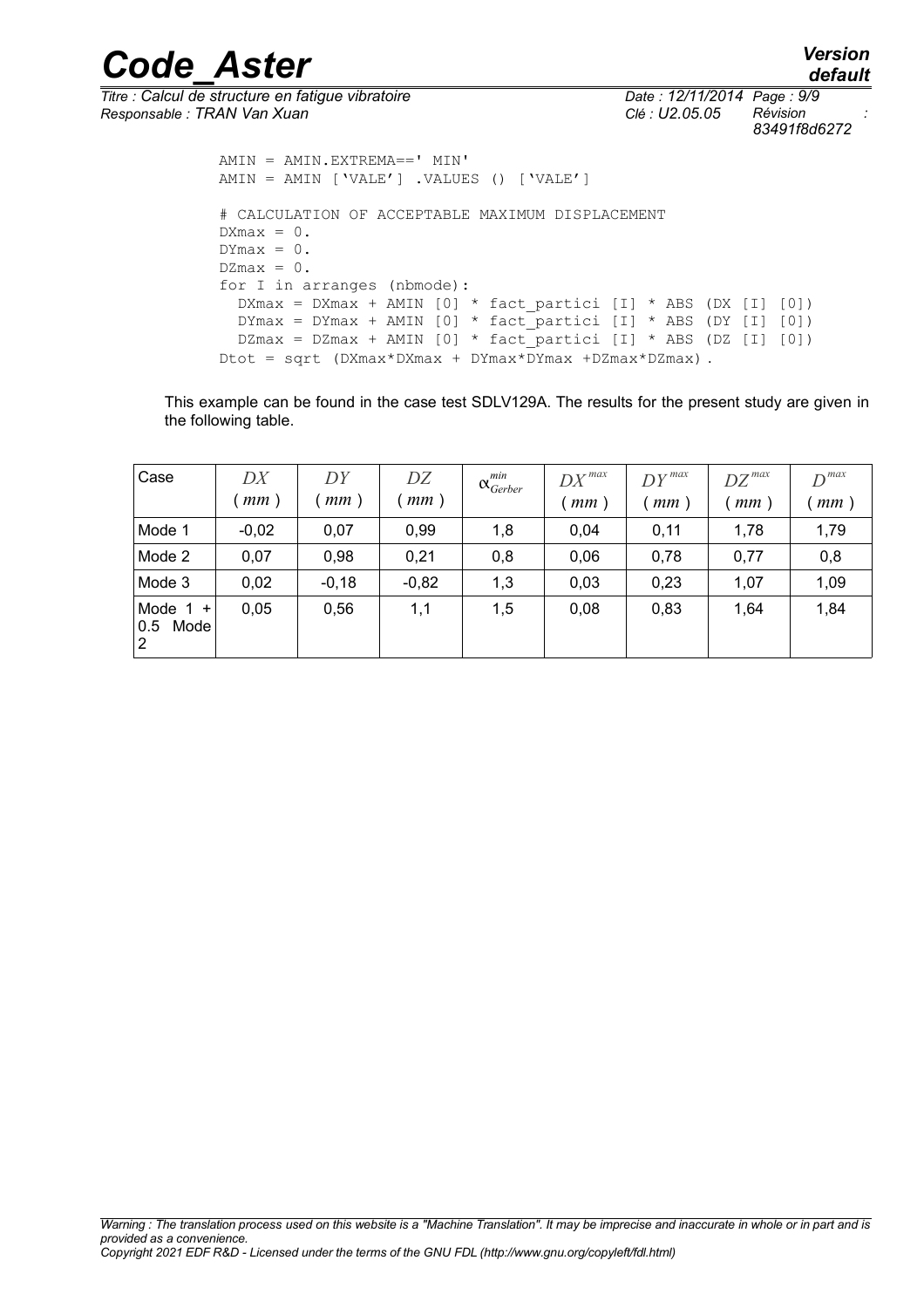```
AMIN = AMIN.EXTREMA==' MIN'
AMIN = AMIN ['VALE'] .VALUES () ['VALE']

# CALCULATION OF ACCEPTABLE MAXIMUM DISPLACEMENT
DXmax = 0.
DYmax = 0.
DZmax = 0.
for I in arranges (nbmode):
  DXmax = DXmax + AMIN [0] * fact_partici [I] * ABS (DX [I] [0])
  DYmax = DYmax + AMIN [0] * fact_partici [I] * ABS (DY [I] [0])
  DZmax = DZmax + AMIN [0] * fact_partici [I] * ABS (DZ [I] [0])
Dtot = sqrt (DXmax*DXmax + DYmax*DYmax +DZmax*DZmax).
```

This example can be found in the case test SDLV129A. The results for the present study are given in the following table.

| Case | $DX$ ( $mm$ ) | $DY$ ( $mm$ ) | $DZ$ ( $mm$ ) | $\alpha_{Gerber}^{min}$ | $DX^{max}$ ( $mm$ ) | $DY^{max}$ ( $mm$ ) | $DZ^{max}$ ( $mm$ ) | $D^{max}$ ( $mm$ ) |
|---|---|---|---|---|---|---|---|---|
| Mode 1 | -0,02 | 0,07 | 0,99 | 1,8 | 0,04 | 0,11 | 1,78 | 1,79 |
| Mode 2 | 0,07 | 0,98 | 0,21 | 0,8 | 0,06 | 0,78 | 0,77 | 0,8 |
| Mode 3 | 0,02 | -0,18 | -0,82 | 1,3 | 0,03 | 0,23 | 1,07 | 1,09 |
| Mode 1 + 0.5 Mode 2 | 0,05 | 0,56 | 1,1 | 1,5 | 0,08 | 0,83 | 1,64 | 1,84 |